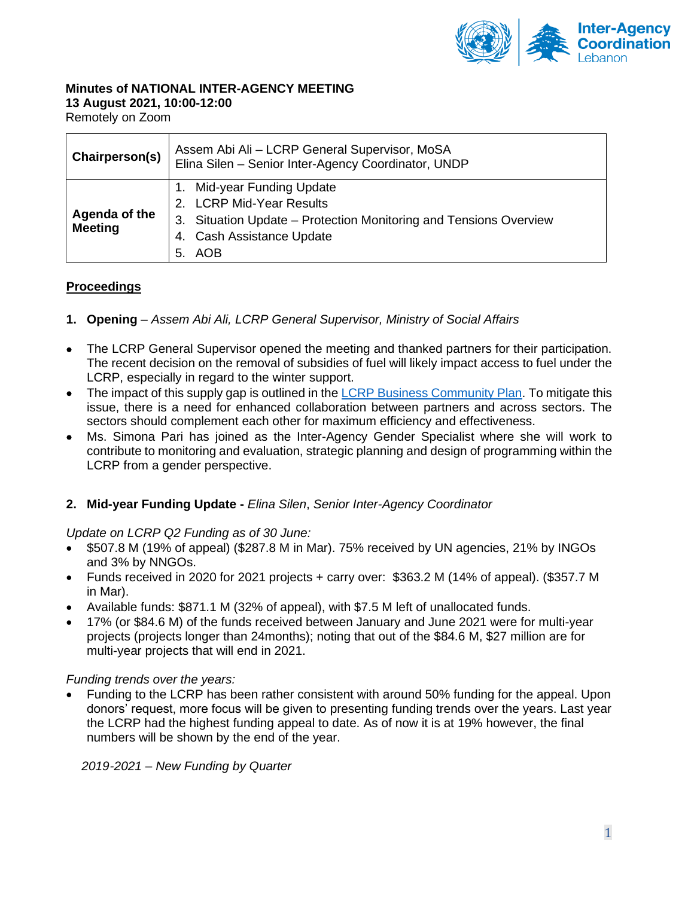**Minutes of NATIONAL INTER-AGENCY MEETING**
**13 August 2021, 10:00-12:00**
Remotely on Zoom

| **Chairperson(s)** | Assem Abi Ali – LCRP General Supervisor, MoSA<br>Elina Silen – Senior Inter-Agency Coordinator, UNDP |
|---|---|
| **Agenda of the Meeting** | 1. Mid-year Funding Update<br>2. LCRP Mid-Year Results<br>3. Situation Update – Protection Monitoring and Tensions Overview<br>4. Cash Assistance Update<br>5. AOB |

## Proceedings

**1. Opening** – *Assem Abi Ali, LCRP General Supervisor, Ministry of Social Affairs*

- The LCRP General Supervisor opened the meeting and thanked partners for their participation. The recent decision on the removal of subsidies of fuel will likely impact access to fuel under the LCRP, especially in regard to the winter support.
- The impact of this supply gap is outlined in the [LCRP Business Community Plan](). To mitigate this issue, there is a need for enhanced collaboration between partners and across sectors. The sectors should complement each other for maximum efficiency and effectiveness.
- Ms. Simona Pari has joined as the Inter-Agency Gender Specialist where she will work to contribute to monitoring and evaluation, strategic planning and design of programming within the LCRP from a gender perspective.

**2. Mid-year Funding Update -** *Elina Silen*, *Senior Inter-Agency Coordinator*

*Update on LCRP Q2 Funding as of 30 June:*

- $507.8 M (19% of appeal) ($287.8 M in Mar). 75% received by UN agencies, 21% by INGOs and 3% by NNGOs.
- Funds received in 2020 for 2021 projects + carry over: $363.2 M (14% of appeal). ($357.7 M in Mar).
- Available funds: $871.1 M (32% of appeal), with $7.5 M left of unallocated funds.
- 17% (or $84.6 M) of the funds received between January and June 2021 were for multi-year projects (projects longer than 24months); noting that out of the $84.6 M, $27 million are for multi-year projects that will end in 2021.

*Funding trends over the years:*

- Funding to the LCRP has been rather consistent with around 50% funding for the appeal. Upon donors' request, more focus will be given to presenting funding trends over the years. Last year the LCRP had the highest funding appeal to date. As of now it is at 19% however, the final numbers will be shown by the end of the year.

*2019-2021 – New Funding by Quarter*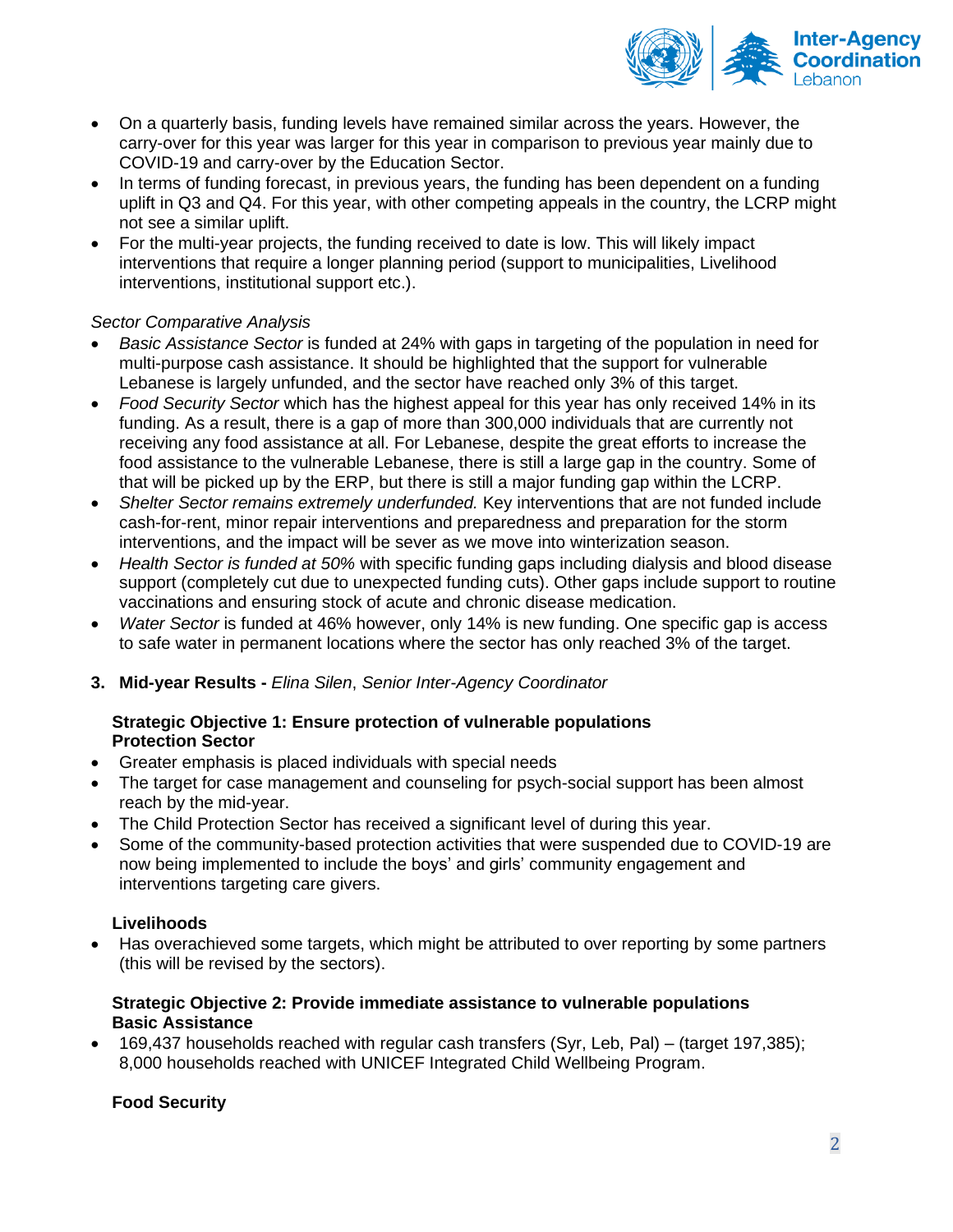- On a quarterly basis, funding levels have remained similar across the years. However, the carry-over for this year was larger for this year in comparison to previous year mainly due to COVID-19 and carry-over by the Education Sector.
- In terms of funding forecast, in previous years, the funding has been dependent on a funding uplift in Q3 and Q4. For this year, with other competing appeals in the country, the LCRP might not see a similar uplift.
- For the multi-year projects, the funding received to date is low. This will likely impact interventions that require a longer planning period (support to municipalities, Livelihood interventions, institutional support etc.).

*Sector Comparative Analysis*

- *Basic Assistance Sector* is funded at 24% with gaps in targeting of the population in need for multi-purpose cash assistance. It should be highlighted that the support for vulnerable Lebanese is largely unfunded, and the sector have reached only 3% of this target.
- *Food Security Sector* which has the highest appeal for this year has only received 14% in its funding. As a result, there is a gap of more than 300,000 individuals that are currently not receiving any food assistance at all. For Lebanese, despite the great efforts to increase the food assistance to the vulnerable Lebanese, there is still a large gap in the country. Some of that will be picked up by the ERP, but there is still a major funding gap within the LCRP.
- *Shelter Sector remains extremely underfunded.* Key interventions that are not funded include cash-for-rent, minor repair interventions and preparedness and preparation for the storm interventions, and the impact will be sever as we move into winterization season.
- *Health Sector is funded at 50%* with specific funding gaps including dialysis and blood disease support (completely cut due to unexpected funding cuts). Other gaps include support to routine vaccinations and ensuring stock of acute and chronic disease medication.
- *Water Sector* is funded at 46% however, only 14% is new funding. One specific gap is access to safe water in permanent locations where the sector has only reached 3% of the target.

3. **Mid-year Results -** *Elina Silen*, *Senior Inter-Agency Coordinator*

**Strategic Objective 1: Ensure protection of vulnerable populations**
**Protection Sector**

- Greater emphasis is placed individuals with special needs
- The target for case management and counseling for psych-social support has been almost reach by the mid-year.
- The Child Protection Sector has received a significant level of during this year.
- Some of the community-based protection activities that were suspended due to COVID-19 are now being implemented to include the boys' and girls' community engagement and interventions targeting care givers.

**Livelihoods**

- Has overachieved some targets, which might be attributed to over reporting by some partners (this will be revised by the sectors).

**Strategic Objective 2: Provide immediate assistance to vulnerable populations**
**Basic Assistance**

- 169,437 households reached with regular cash transfers (Syr, Leb, Pal) – (target 197,385); 8,000 households reached with UNICEF Integrated Child Wellbeing Program.

**Food Security**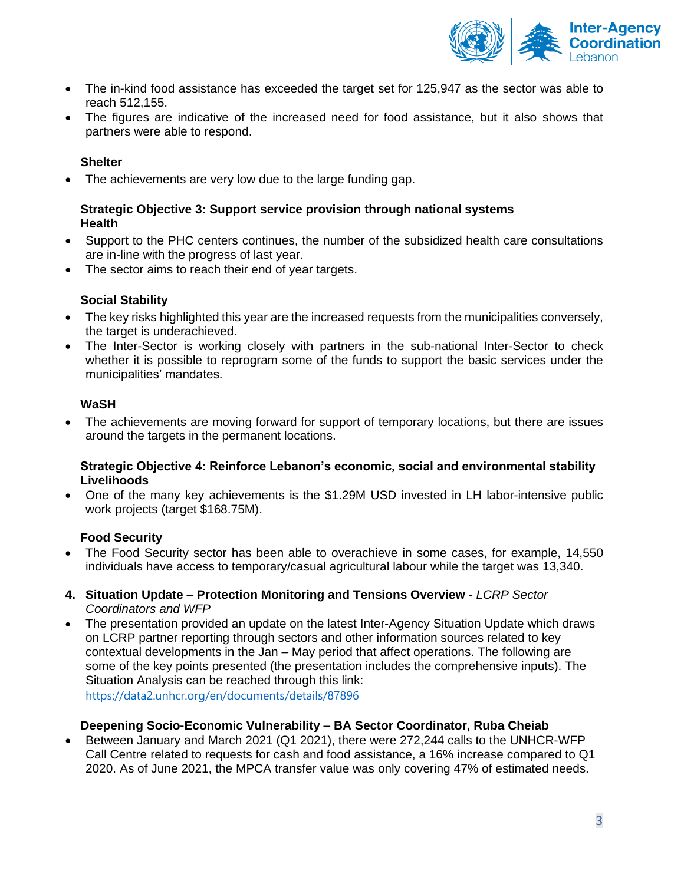- The in-kind food assistance has exceeded the target set for 125,947 as the sector was able to reach 512,155.
- The figures are indicative of the increased need for food assistance, but it also shows that partners were able to respond.

**Shelter**

- The achievements are very low due to the large funding gap.

**Strategic Objective 3: Support service provision through national systems**
**Health**

- Support to the PHC centers continues, the number of the subsidized health care consultations are in-line with the progress of last year.
- The sector aims to reach their end of year targets.

**Social Stability**

- The key risks highlighted this year are the increased requests from the municipalities conversely, the target is underachieved.
- The Inter-Sector is working closely with partners in the sub-national Inter-Sector to check whether it is possible to reprogram some of the funds to support the basic services under the municipalities' mandates.

**WaSH**

- The achievements are moving forward for support of temporary locations, but there are issues around the targets in the permanent locations.

**Strategic Objective 4: Reinforce Lebanon's economic, social and environmental stability**
**Livelihoods**

- One of the many key achievements is the $1.29M USD invested in LH labor-intensive public work projects (target $168.75M).

**Food Security**

- The Food Security sector has been able to overachieve in some cases, for example, 14,550 individuals have access to temporary/casual agricultural labour while the target was 13,340.

4. **Situation Update – Protection Monitoring and Tensions Overview** - *LCRP Sector Coordinators and WFP*

- The presentation provided an update on the latest Inter-Agency Situation Update which draws on LCRP partner reporting through sectors and other information sources related to key contextual developments in the Jan – May period that affect operations. The following are some of the key points presented (the presentation includes the comprehensive inputs). The Situation Analysis can be reached through this link: https://data2.unhcr.org/en/documents/details/87896

**Deepening Socio-Economic Vulnerability – BA Sector Coordinator, Ruba Cheiab**

- Between January and March 2021 (Q1 2021), there were 272,244 calls to the UNHCR-WFP Call Centre related to requests for cash and food assistance, a 16% increase compared to Q1 2020. As of June 2021, the MPCA transfer value was only covering 47% of estimated needs.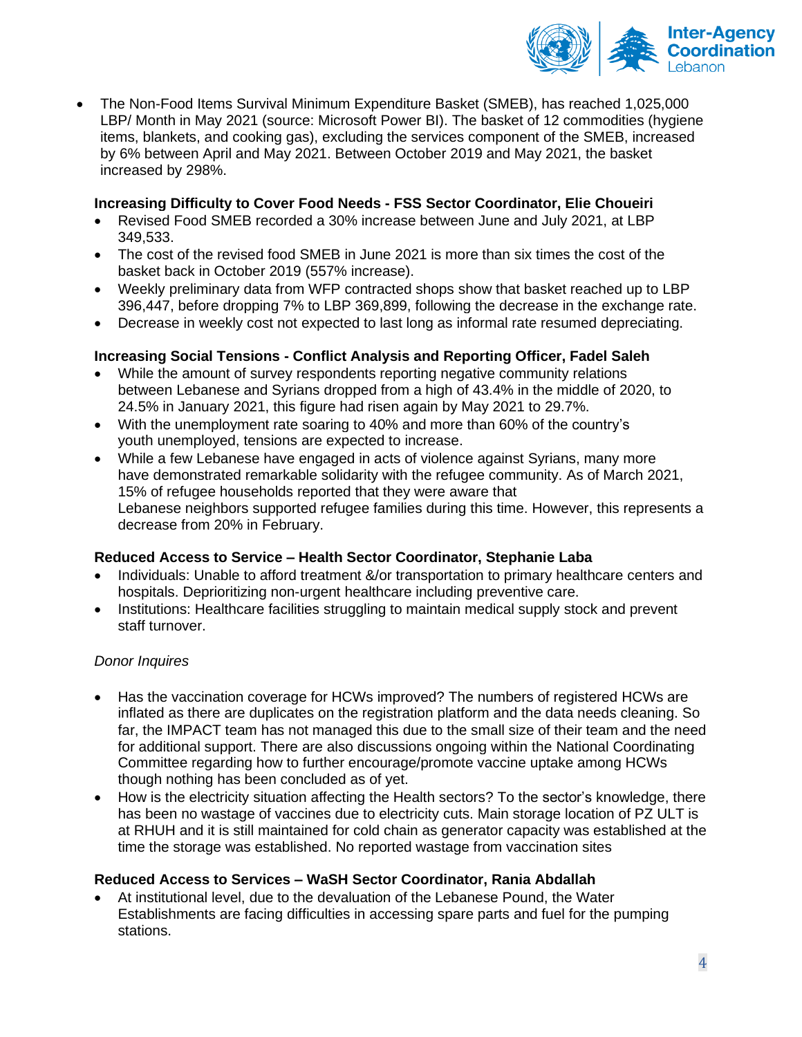- The Non-Food Items Survival Minimum Expenditure Basket (SMEB), has reached 1,025,000 LBP/ Month in May 2021 (source: Microsoft Power BI). The basket of 12 commodities (hygiene items, blankets, and cooking gas), excluding the services component of the SMEB, increased by 6% between April and May 2021. Between October 2019 and May 2021, the basket increased by 298%.

**Increasing Difficulty to Cover Food Needs - FSS Sector Coordinator, Elie Choueiri**

- Revised Food SMEB recorded a 30% increase between June and July 2021, at LBP 349,533.
- The cost of the revised food SMEB in June 2021 is more than six times the cost of the basket back in October 2019 (557% increase).
- Weekly preliminary data from WFP contracted shops show that basket reached up to LBP 396,447, before dropping 7% to LBP 369,899, following the decrease in the exchange rate.
- Decrease in weekly cost not expected to last long as informal rate resumed depreciating.

**Increasing Social Tensions - Conflict Analysis and Reporting Officer, Fadel Saleh**

- While the amount of survey respondents reporting negative community relations between Lebanese and Syrians dropped from a high of 43.4% in the middle of 2020, to 24.5% in January 2021, this figure had risen again by May 2021 to 29.7%.
- With the unemployment rate soaring to 40% and more than 60% of the country's youth unemployed, tensions are expected to increase.
- While a few Lebanese have engaged in acts of violence against Syrians, many more have demonstrated remarkable solidarity with the refugee community. As of March 2021, 15% of refugee households reported that they were aware that Lebanese neighbors supported refugee families during this time. However, this represents a decrease from 20% in February.

**Reduced Access to Service – Health Sector Coordinator, Stephanie Laba**

- Individuals: Unable to afford treatment &/or transportation to primary healthcare centers and hospitals. Deprioritizing non-urgent healthcare including preventive care.
- Institutions: Healthcare facilities struggling to maintain medical supply stock and prevent staff turnover.

*Donor Inquires*

- Has the vaccination coverage for HCWs improved? The numbers of registered HCWs are inflated as there are duplicates on the registration platform and the data needs cleaning. So far, the IMPACT team has not managed this due to the small size of their team and the need for additional support. There are also discussions ongoing within the National Coordinating Committee regarding how to further encourage/promote vaccine uptake among HCWs though nothing has been concluded as of yet.
- How is the electricity situation affecting the Health sectors? To the sector's knowledge, there has been no wastage of vaccines due to electricity cuts. Main storage location of PZ ULT is at RHUH and it is still maintained for cold chain as generator capacity was established at the time the storage was established. No reported wastage from vaccination sites

**Reduced Access to Services – WaSH Sector Coordinator, Rania Abdallah**

- At institutional level, due to the devaluation of the Lebanese Pound, the Water Establishments are facing difficulties in accessing spare parts and fuel for the pumping stations.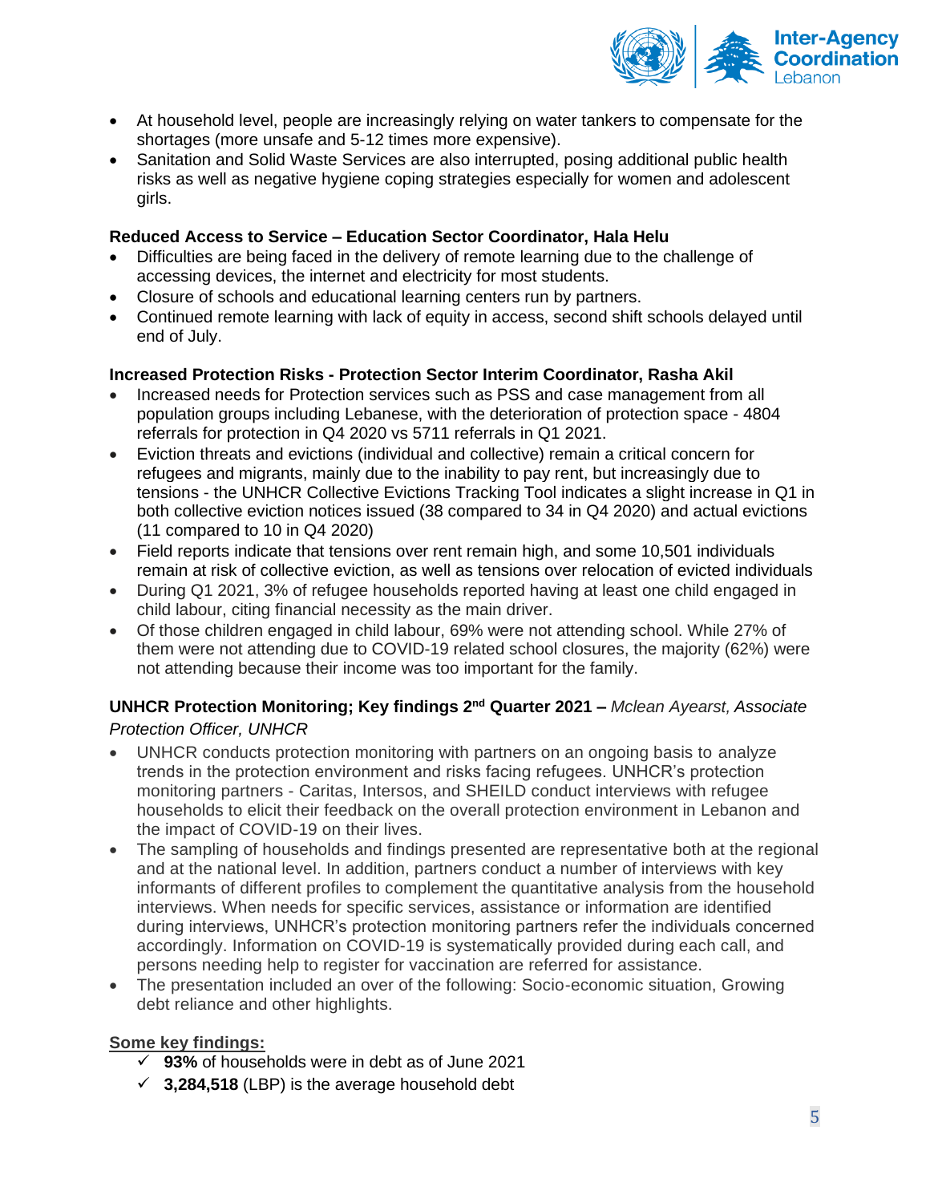- At household level, people are increasingly relying on water tankers to compensate for the shortages (more unsafe and 5-12 times more expensive).
- Sanitation and Solid Waste Services are also interrupted, posing additional public health risks as well as negative hygiene coping strategies especially for women and adolescent girls.

**Reduced Access to Service – Education Sector Coordinator, Hala Helu**

- Difficulties are being faced in the delivery of remote learning due to the challenge of accessing devices, the internet and electricity for most students.
- Closure of schools and educational learning centers run by partners.
- Continued remote learning with lack of equity in access, second shift schools delayed until end of July.

**Increased Protection Risks - Protection Sector Interim Coordinator, Rasha Akil**

- Increased needs for Protection services such as PSS and case management from all population groups including Lebanese, with the deterioration of protection space - 4804 referrals for protection in Q4 2020 vs 5711 referrals in Q1 2021.
- Eviction threats and evictions (individual and collective) remain a critical concern for refugees and migrants, mainly due to the inability to pay rent, but increasingly due to tensions - the UNHCR Collective Evictions Tracking Tool indicates a slight increase in Q1 in both collective eviction notices issued (38 compared to 34 in Q4 2020) and actual evictions (11 compared to 10 in Q4 2020)
- Field reports indicate that tensions over rent remain high, and some 10,501 individuals remain at risk of collective eviction, as well as tensions over relocation of evicted individuals
- During Q1 2021, 3% of refugee households reported having at least one child engaged in child labour, citing financial necessity as the main driver.
- Of those children engaged in child labour, 69% were not attending school. While 27% of them were not attending due to COVID-19 related school closures, the majority (62%) were not attending because their income was too important for the family.

**UNHCR Protection Monitoring; Key findings 2nd Quarter 2021 –** *Mclean Ayearst, Associate Protection Officer, UNHCR*

- UNHCR conducts protection monitoring with partners on an ongoing basis to analyze trends in the protection environment and risks facing refugees. UNHCR's protection monitoring partners - Caritas, Intersos, and SHEILD conduct interviews with refugee households to elicit their feedback on the overall protection environment in Lebanon and the impact of COVID-19 on their lives.
- The sampling of households and findings presented are representative both at the regional and at the national level. In addition, partners conduct a number of interviews with key informants of different profiles to complement the quantitative analysis from the household interviews. When needs for specific services, assistance or information are identified during interviews, UNHCR's protection monitoring partners refer the individuals concerned accordingly. Information on COVID-19 is systematically provided during each call, and persons needing help to register for vaccination are referred for assistance.
- The presentation included an over of the following: Socio-economic situation, Growing debt reliance and other highlights.

<u>**Some key findings:**</u>

- ✓ **93%** of households were in debt as of June 2021
- ✓ **3,284,518** (LBP) is the average household debt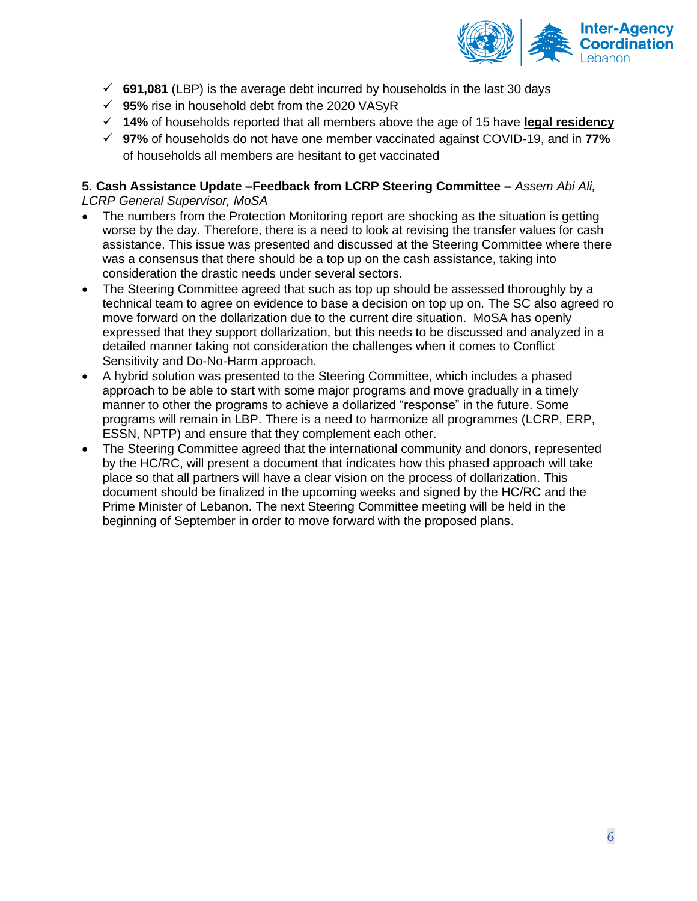- ✓ **691,081** (LBP) is the average debt incurred by households in the last 30 days
- ✓ **95%** rise in household debt from the 2020 VASyR
- ✓ **14%** of households reported that all members above the age of 15 have **legal residency**
- ✓ **97%** of households do not have one member vaccinated against COVID-19, and in **77%** of households all members are hesitant to get vaccinated

**5. Cash Assistance Update –Feedback from LCRP Steering Committee –** *Assem Abi Ali, LCRP General Supervisor, MoSA*

- The numbers from the Protection Monitoring report are shocking as the situation is getting worse by the day. Therefore, there is a need to look at revising the transfer values for cash assistance. This issue was presented and discussed at the Steering Committee where there was a consensus that there should be a top up on the cash assistance, taking into consideration the drastic needs under several sectors.
- The Steering Committee agreed that such as top up should be assessed thoroughly by a technical team to agree on evidence to base a decision on top up on. The SC also agreed ro move forward on the dollarization due to the current dire situation. MoSA has openly expressed that they support dollarization, but this needs to be discussed and analyzed in a detailed manner taking not consideration the challenges when it comes to Conflict Sensitivity and Do-No-Harm approach.
- A hybrid solution was presented to the Steering Committee, which includes a phased approach to be able to start with some major programs and move gradually in a timely manner to other the programs to achieve a dollarized "response" in the future. Some programs will remain in LBP. There is a need to harmonize all programmes (LCRP, ERP, ESSN, NPTP) and ensure that they complement each other.
- The Steering Committee agreed that the international community and donors, represented by the HC/RC, will present a document that indicates how this phased approach will take place so that all partners will have a clear vision on the process of dollarization. This document should be finalized in the upcoming weeks and signed by the HC/RC and the Prime Minister of Lebanon. The next Steering Committee meeting will be held in the beginning of September in order to move forward with the proposed plans.